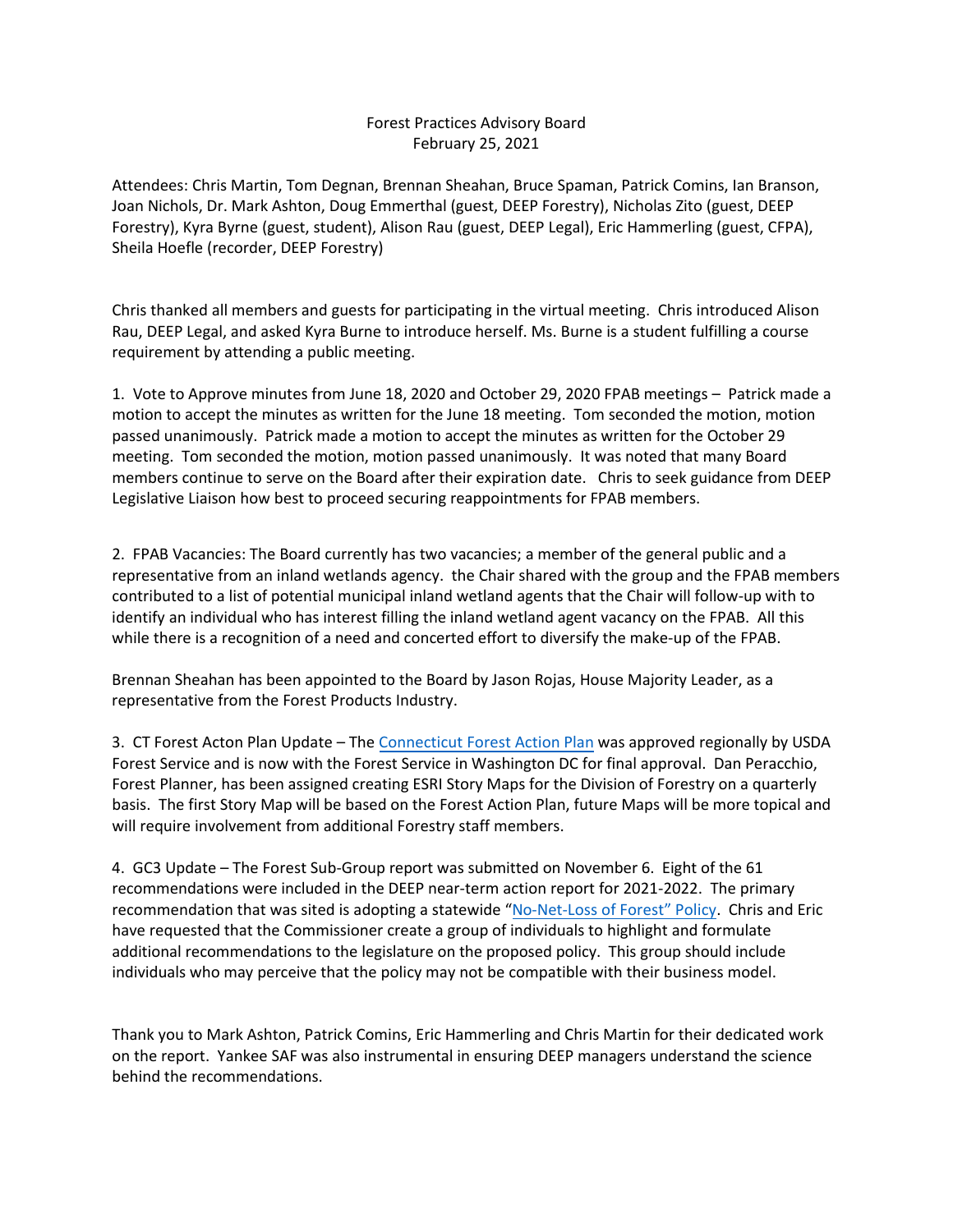Forest Practices Advisory Board
February 25, 2021

Attendees: Chris Martin, Tom Degnan, Brennan Sheahan, Bruce Spaman, Patrick Comins, Ian Branson, Joan Nichols, Dr. Mark Ashton, Doug Emmerthal (guest, DEEP Forestry), Nicholas Zito (guest, DEEP Forestry), Kyra Byrne (guest, student), Alison Rau (guest, DEEP Legal), Eric Hammerling (guest, CFPA), Sheila Hoefle (recorder, DEEP Forestry)

Chris thanked all members and guests for participating in the virtual meeting. Chris introduced Alison Rau, DEEP Legal, and asked Kyra Burne to introduce herself. Ms. Burne is a student fulfilling a course requirement by attending a public meeting.

1. Vote to Approve minutes from June 18, 2020 and October 29, 2020 FPAB meetings – Patrick made a motion to accept the minutes as written for the June 18 meeting. Tom seconded the motion, motion passed unanimously. Patrick made a motion to accept the minutes as written for the October 29 meeting. Tom seconded the motion, motion passed unanimously. It was noted that many Board members continue to serve on the Board after their expiration date. Chris to seek guidance from DEEP Legislative Liaison how best to proceed securing reappointments for FPAB members.

2. FPAB Vacancies: The Board currently has two vacancies; a member of the general public and a representative from an inland wetlands agency. the Chair shared with the group and the FPAB members contributed to a list of potential municipal inland wetland agents that the Chair will follow-up with to identify an individual who has interest filling the inland wetland agent vacancy on the FPAB. All this while there is a recognition of a need and concerted effort to diversify the make-up of the FPAB.

Brennan Sheahan has been appointed to the Board by Jason Rojas, House Majority Leader, as a representative from the Forest Products Industry.

3. CT Forest Acton Plan Update – The [Connecticut Forest Action Plan] was approved regionally by USDA Forest Service and is now with the Forest Service in Washington DC for final approval. Dan Peracchio, Forest Planner, has been assigned creating ESRI Story Maps for the Division of Forestry on a quarterly basis. The first Story Map will be based on the Forest Action Plan, future Maps will be more topical and will require involvement from additional Forestry staff members.

4. GC3 Update – The Forest Sub-Group report was submitted on November 6. Eight of the 61 recommendations were included in the DEEP near-term action report for 2021-2022. The primary recommendation that was sited is adopting a statewide "[No-Net-Loss of Forest" Policy]. Chris and Eric have requested that the Commissioner create a group of individuals to highlight and formulate additional recommendations to the legislature on the proposed policy. This group should include individuals who may perceive that the policy may not be compatible with their business model.

Thank you to Mark Ashton, Patrick Comins, Eric Hammerling and Chris Martin for their dedicated work on the report. Yankee SAF was also instrumental in ensuring DEEP managers understand the science behind the recommendations.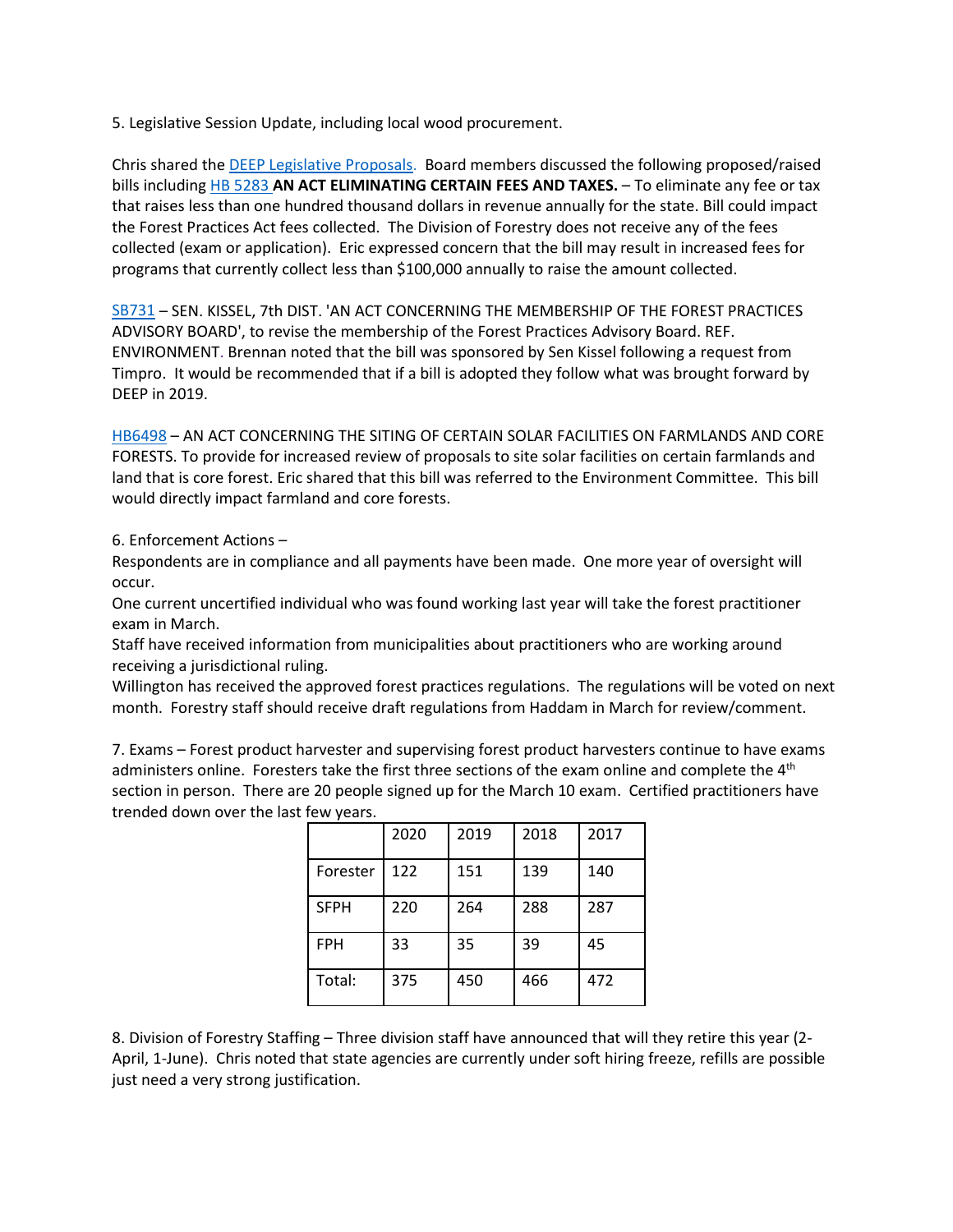5. Legislative Session Update, including local wood procurement.

Chris shared the DEEP Legislative Proposals. Board members discussed the following proposed/raised bills including HB 5283 **AN ACT ELIMINATING CERTAIN FEES AND TAXES.** – To eliminate any fee or tax that raises less than one hundred thousand dollars in revenue annually for the state. Bill could impact the Forest Practices Act fees collected. The Division of Forestry does not receive any of the fees collected (exam or application). Eric expressed concern that the bill may result in increased fees for programs that currently collect less than $100,000 annually to raise the amount collected.

SB731 – SEN. KISSEL, 7th DIST. 'AN ACT CONCERNING THE MEMBERSHIP OF THE FOREST PRACTICES ADVISORY BOARD', to revise the membership of the Forest Practices Advisory Board. REF. ENVIRONMENT. Brennan noted that the bill was sponsored by Sen Kissel following a request from Timpro. It would be recommended that if a bill is adopted they follow what was brought forward by DEEP in 2019.

HB6498 – AN ACT CONCERNING THE SITING OF CERTAIN SOLAR FACILITIES ON FARMLANDS AND CORE FORESTS. To provide for increased review of proposals to site solar facilities on certain farmlands and land that is core forest. Eric shared that this bill was referred to the Environment Committee. This bill would directly impact farmland and core forests.

6. Enforcement Actions –
Respondents are in compliance and all payments have been made. One more year of oversight will occur.
One current uncertified individual who was found working last year will take the forest practitioner exam in March.
Staff have received information from municipalities about practitioners who are working around receiving a jurisdictional ruling.
Willington has received the approved forest practices regulations. The regulations will be voted on next month. Forestry staff should receive draft regulations from Haddam in March for review/comment.

7. Exams – Forest product harvester and supervising forest product harvesters continue to have exams administers online. Foresters take the first three sections of the exam online and complete the 4th section in person. There are 20 people signed up for the March 10 exam. Certified practitioners have trended down over the last few years.

| | 2020 | 2019 | 2018 | 2017 |
|---|---|---|---|---|
| Forester | 122 | 151 | 139 | 140 |
| SFPH | 220 | 264 | 288 | 287 |
| FPH | 33 | 35 | 39 | 45 |
| Total: | 375 | 450 | 466 | 472 |

8. Division of Forestry Staffing – Three division staff have announced that will they retire this year (2-April, 1-June). Chris noted that state agencies are currently under soft hiring freeze, refills are possible just need a very strong justification.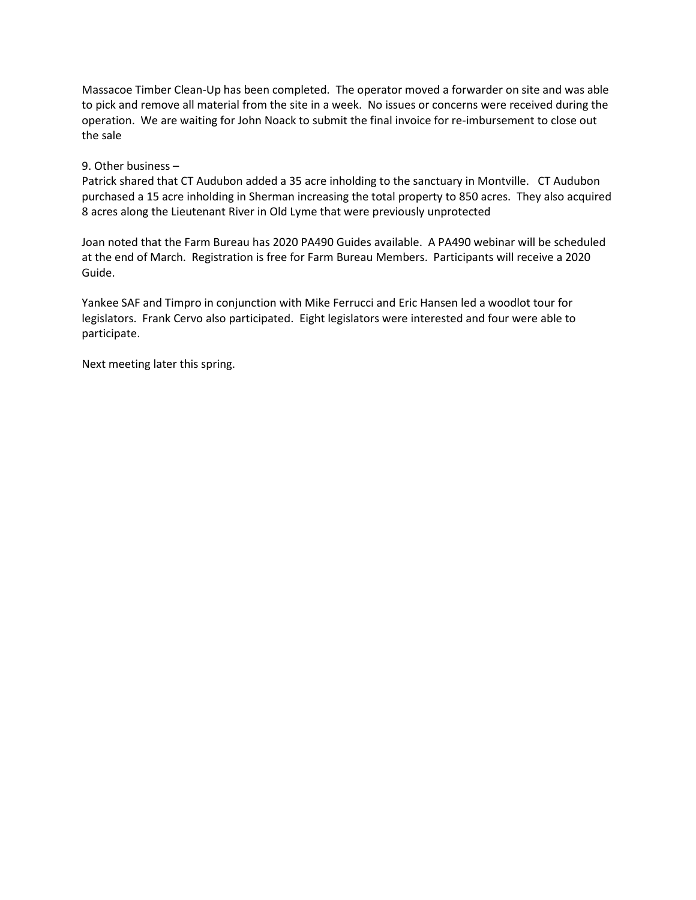Massacoe Timber Clean-Up has been completed. The operator moved a forwarder on site and was able to pick and remove all material from the site in a week. No issues or concerns were received during the operation. We are waiting for John Noack to submit the final invoice for re-imbursement to close out the sale

9. Other business –

Patrick shared that CT Audubon added a 35 acre inholding to the sanctuary in Montville. CT Audubon purchased a 15 acre inholding in Sherman increasing the total property to 850 acres. They also acquired 8 acres along the Lieutenant River in Old Lyme that were previously unprotected

Joan noted that the Farm Bureau has 2020 PA490 Guides available. A PA490 webinar will be scheduled at the end of March. Registration is free for Farm Bureau Members. Participants will receive a 2020 Guide.

Yankee SAF and Timpro in conjunction with Mike Ferrucci and Eric Hansen led a woodlot tour for legislators. Frank Cervo also participated. Eight legislators were interested and four were able to participate.

Next meeting later this spring.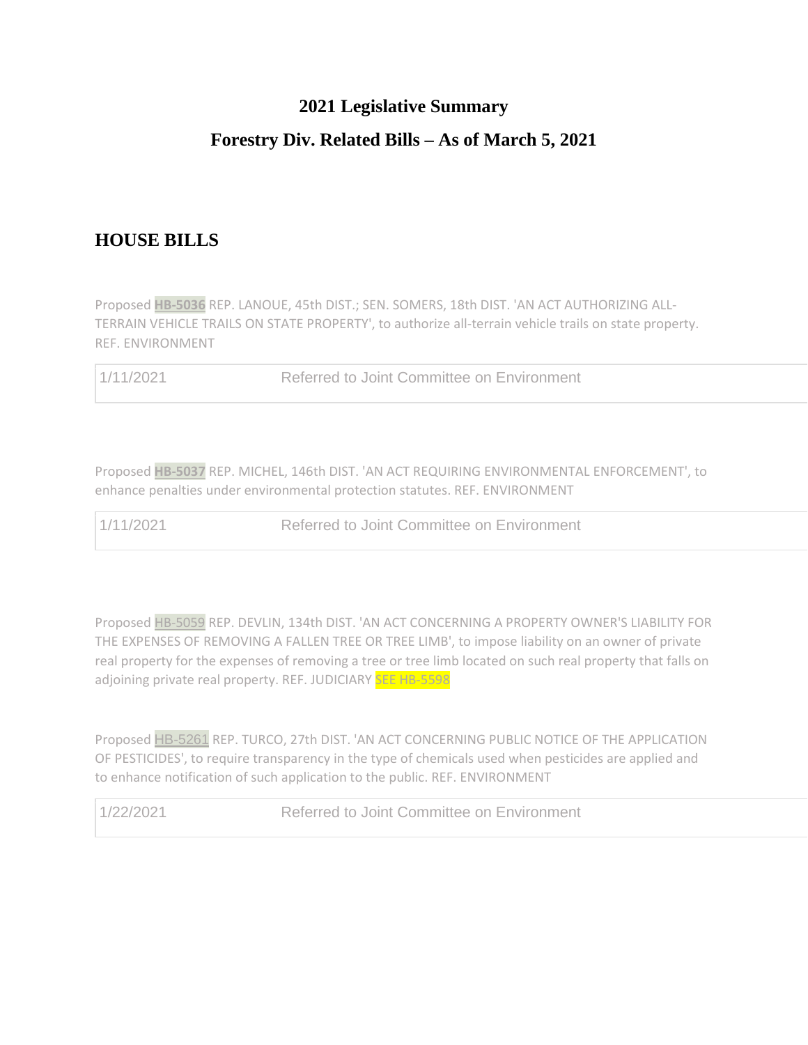# 2021 Legislative Summary

## Forestry Div. Related Bills – As of March 5, 2021

## HOUSE BILLS

Proposed **HB-5036** REP. LANOUE, 45th DIST.; SEN. SOMERS, 18th DIST. 'AN ACT AUTHORIZING ALL-TERRAIN VEHICLE TRAILS ON STATE PROPERTY', to authorize all-terrain vehicle trails on state property. REF. ENVIRONMENT

| 1/11/2021 | Referred to Joint Committee on Environment |
|---|---|

Proposed **HB-5037** REP. MICHEL, 146th DIST. 'AN ACT REQUIRING ENVIRONMENTAL ENFORCEMENT', to enhance penalties under environmental protection statutes. REF. ENVIRONMENT

| 1/11/2021 | Referred to Joint Committee on Environment |
|---|---|

Proposed HB-5059 REP. DEVLIN, 134th DIST. 'AN ACT CONCERNING A PROPERTY OWNER'S LIABILITY FOR THE EXPENSES OF REMOVING A FALLEN TREE OR TREE LIMB', to impose liability on an owner of private real property for the expenses of removing a tree or tree limb located on such real property that falls on adjoining private real property. REF. JUDICIARY SEE HB-5598

Proposed HB-5261 REP. TURCO, 27th DIST. 'AN ACT CONCERNING PUBLIC NOTICE OF THE APPLICATION OF PESTICIDES', to require transparency in the type of chemicals used when pesticides are applied and to enhance notification of such application to the public. REF. ENVIRONMENT

| 1/22/2021 | Referred to Joint Committee on Environment |
|---|---|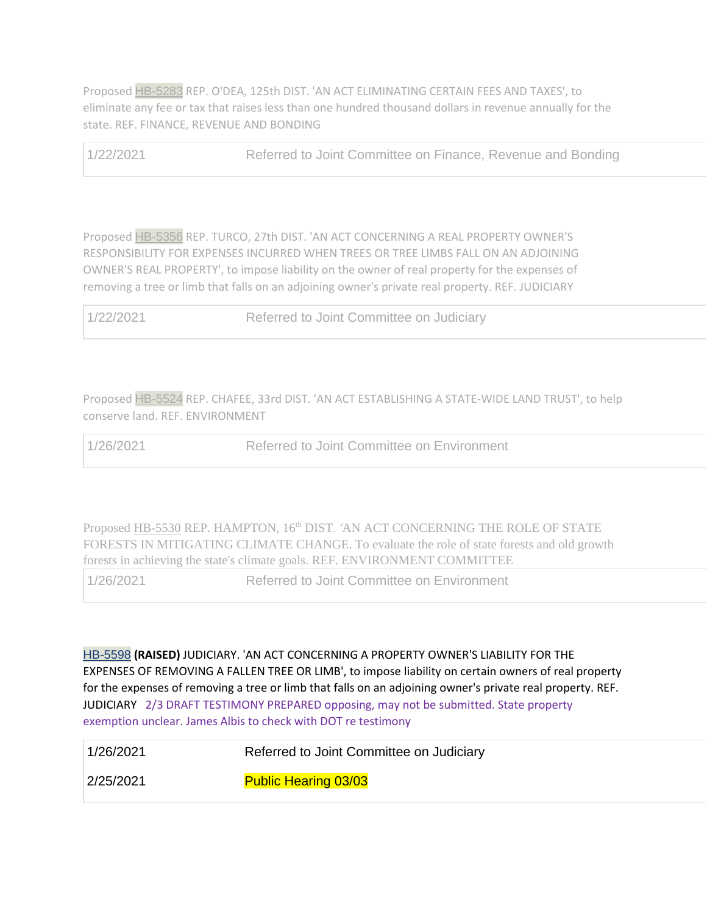Proposed HB-5283 REP. O'DEA, 125th DIST. 'AN ACT ELIMINATING CERTAIN FEES AND TAXES', to eliminate any fee or tax that raises less than one hundred thousand dollars in revenue annually for the state. REF. FINANCE, REVENUE AND BONDING

| | |
|---|---|
| 1/22/2021 | Referred to Joint Committee on Finance, Revenue and Bonding |

Proposed HB-5356 REP. TURCO, 27th DIST. 'AN ACT CONCERNING A REAL PROPERTY OWNER'S RESPONSIBILITY FOR EXPENSES INCURRED WHEN TREES OR TREE LIMBS FALL ON AN ADJOINING OWNER'S REAL PROPERTY', to impose liability on the owner of real property for the expenses of removing a tree or limb that falls on an adjoining owner's private real property. REF. JUDICIARY

| | |
|---|---|
| 1/22/2021 | Referred to Joint Committee on Judiciary |

Proposed HB-5524 REP. CHAFEE, 33rd DIST. 'AN ACT ESTABLISHING A STATE-WIDE LAND TRUST', to help conserve land. REF. ENVIRONMENT

| | |
|---|---|
| 1/26/2021 | Referred to Joint Committee on Environment |

Proposed HB-5530 REP. HAMPTON, 16th DIST. 'AN ACT CONCERNING THE ROLE OF STATE FORESTS IN MITIGATING CLIMATE CHANGE. To evaluate the role of state forests and old growth forests in achieving the state's climate goals. REF. ENVIRONMENT COMMITTEE

| | |
|---|---|
| 1/26/2021 | Referred to Joint Committee on Environment |

HB-5598 **(RAISED)** JUDICIARY. 'AN ACT CONCERNING A PROPERTY OWNER'S LIABILITY FOR THE EXPENSES OF REMOVING A FALLEN TREE OR LIMB', to impose liability on certain owners of real property for the expenses of removing a tree or limb that falls on an adjoining owner's private real property. REF. JUDICIARY 2/3 DRAFT TESTIMONY PREPARED opposing, may not be submitted. State property exemption unclear. James Albis to check with DOT re testimony

| | |
|---|---|
| 1/26/2021 | Referred to Joint Committee on Judiciary |
| 2/25/2021 | Public Hearing 03/03 |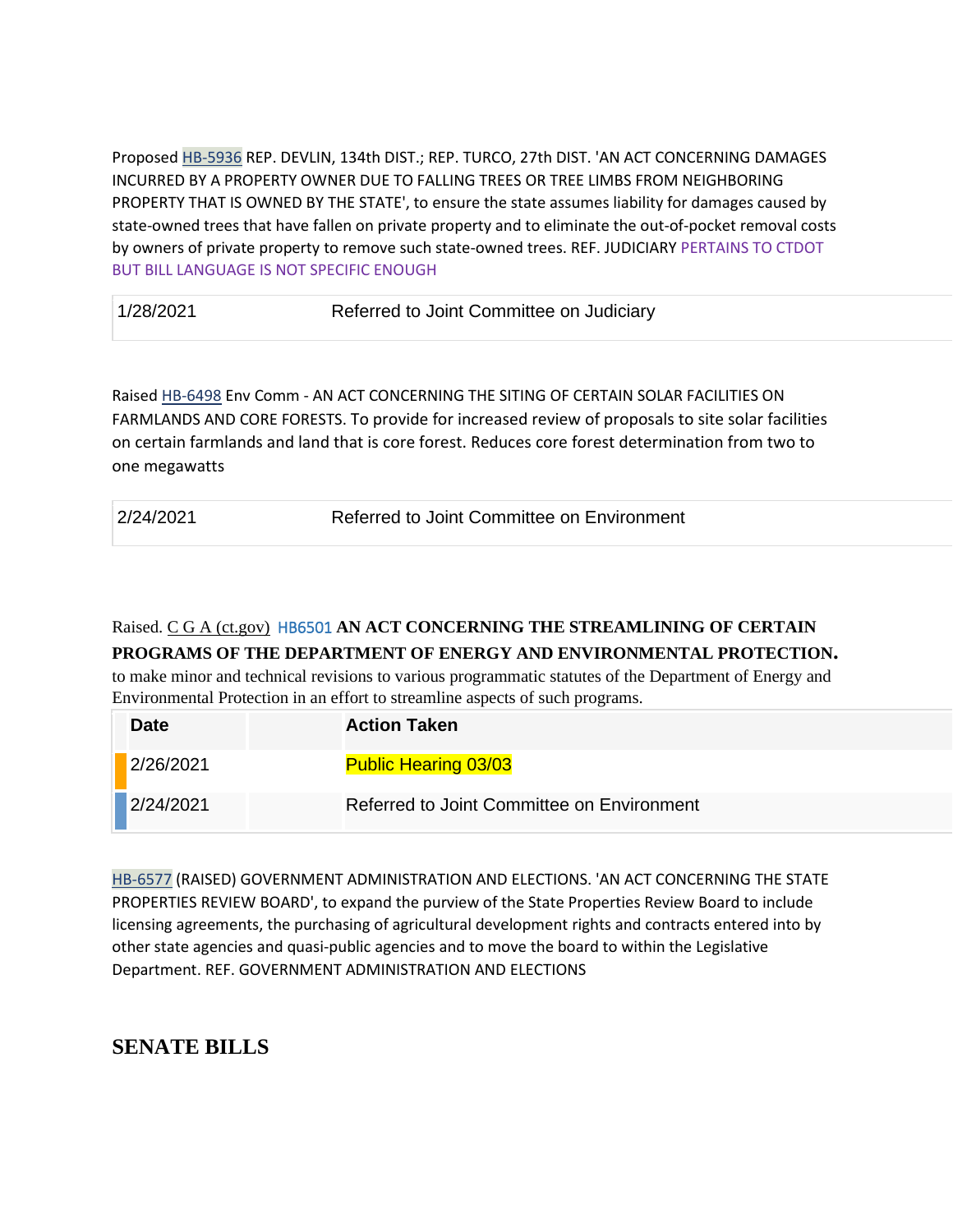Proposed HB-5936 REP. DEVLIN, 134th DIST.; REP. TURCO, 27th DIST. 'AN ACT CONCERNING DAMAGES INCURRED BY A PROPERTY OWNER DUE TO FALLING TREES OR TREE LIMBS FROM NEIGHBORING PROPERTY THAT IS OWNED BY THE STATE', to ensure the state assumes liability for damages caused by state-owned trees that have fallen on private property and to eliminate the out-of-pocket removal costs by owners of private property to remove such state-owned trees. REF. JUDICIARY PERTAINS TO CTDOT BUT BILL LANGUAGE IS NOT SPECIFIC ENOUGH

| | |
|---|---|
| 1/28/2021 | Referred to Joint Committee on Judiciary |

Raised HB-6498 Env Comm - AN ACT CONCERNING THE SITING OF CERTAIN SOLAR FACILITIES ON FARMLANDS AND CORE FORESTS. To provide for increased review of proposals to site solar facilities on certain farmlands and land that is core forest. Reduces core forest determination from two to one megawatts

| | |
|---|---|
| 2/24/2021 | Referred to Joint Committee on Environment |

Raised. C G A (ct.gov) HB6501 **AN ACT CONCERNING THE STREAMLINING OF CERTAIN PROGRAMS OF THE DEPARTMENT OF ENERGY AND ENVIRONMENTAL PROTECTION.** to make minor and technical revisions to various programmatic statutes of the Department of Energy and Environmental Protection in an effort to streamline aspects of such programs.

| Date | | Action Taken |
|---|---|---|
| 2/26/2021 | | Public Hearing 03/03 |
| 2/24/2021 | | Referred to Joint Committee on Environment |

HB-6577 (RAISED) GOVERNMENT ADMINISTRATION AND ELECTIONS. 'AN ACT CONCERNING THE STATE PROPERTIES REVIEW BOARD', to expand the purview of the State Properties Review Board to include licensing agreements, the purchasing of agricultural development rights and contracts entered into by other state agencies and quasi-public agencies and to move the board to within the Legislative Department. REF. GOVERNMENT ADMINISTRATION AND ELECTIONS

## SENATE BILLS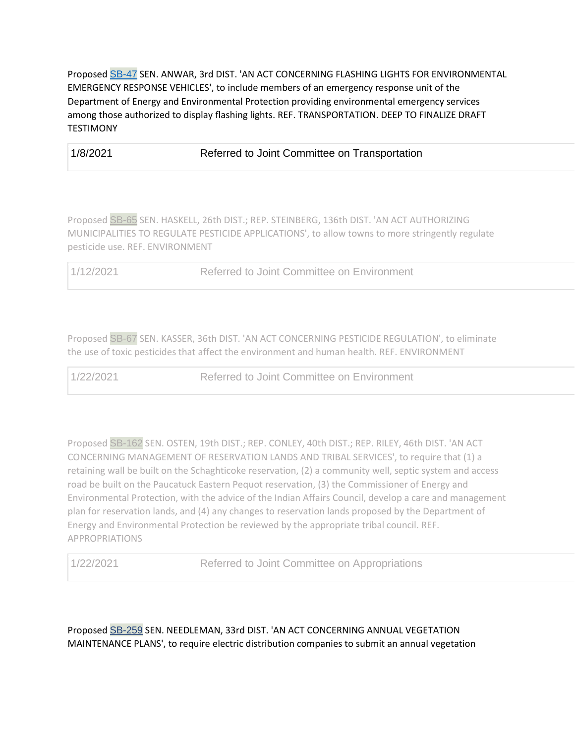Proposed SB-47 SEN. ANWAR, 3rd DIST. 'AN ACT CONCERNING FLASHING LIGHTS FOR ENVIRONMENTAL EMERGENCY RESPONSE VEHICLES', to include members of an emergency response unit of the Department of Energy and Environmental Protection providing environmental emergency services among those authorized to display flashing lights. REF. TRANSPORTATION. DEEP TO FINALIZE DRAFT TESTIMONY

| | |
|---|---|
| 1/8/2021 | Referred to Joint Committee on Transportation |

Proposed SB-65 SEN. HASKELL, 26th DIST.; REP. STEINBERG, 136th DIST. 'AN ACT AUTHORIZING MUNICIPALITIES TO REGULATE PESTICIDE APPLICATIONS', to allow towns to more stringently regulate pesticide use. REF. ENVIRONMENT

| | |
|---|---|
| 1/12/2021 | Referred to Joint Committee on Environment |

Proposed SB-67 SEN. KASSER, 36th DIST. 'AN ACT CONCERNING PESTICIDE REGULATION', to eliminate the use of toxic pesticides that affect the environment and human health. REF. ENVIRONMENT

| | |
|---|---|
| 1/22/2021 | Referred to Joint Committee on Environment |

Proposed SB-162 SEN. OSTEN, 19th DIST.; REP. CONLEY, 40th DIST.; REP. RILEY, 46th DIST. 'AN ACT CONCERNING MANAGEMENT OF RESERVATION LANDS AND TRIBAL SERVICES', to require that (1) a retaining wall be built on the Schaghticoke reservation, (2) a community well, septic system and access road be built on the Paucatuck Eastern Pequot reservation, (3) the Commissioner of Energy and Environmental Protection, with the advice of the Indian Affairs Council, develop a care and management plan for reservation lands, and (4) any changes to reservation lands proposed by the Department of Energy and Environmental Protection be reviewed by the appropriate tribal council. REF. APPROPRIATIONS

| | |
|---|---|
| 1/22/2021 | Referred to Joint Committee on Appropriations |

Proposed SB-259 SEN. NEEDLEMAN, 33rd DIST. 'AN ACT CONCERNING ANNUAL VEGETATION MAINTENANCE PLANS', to require electric distribution companies to submit an annual vegetation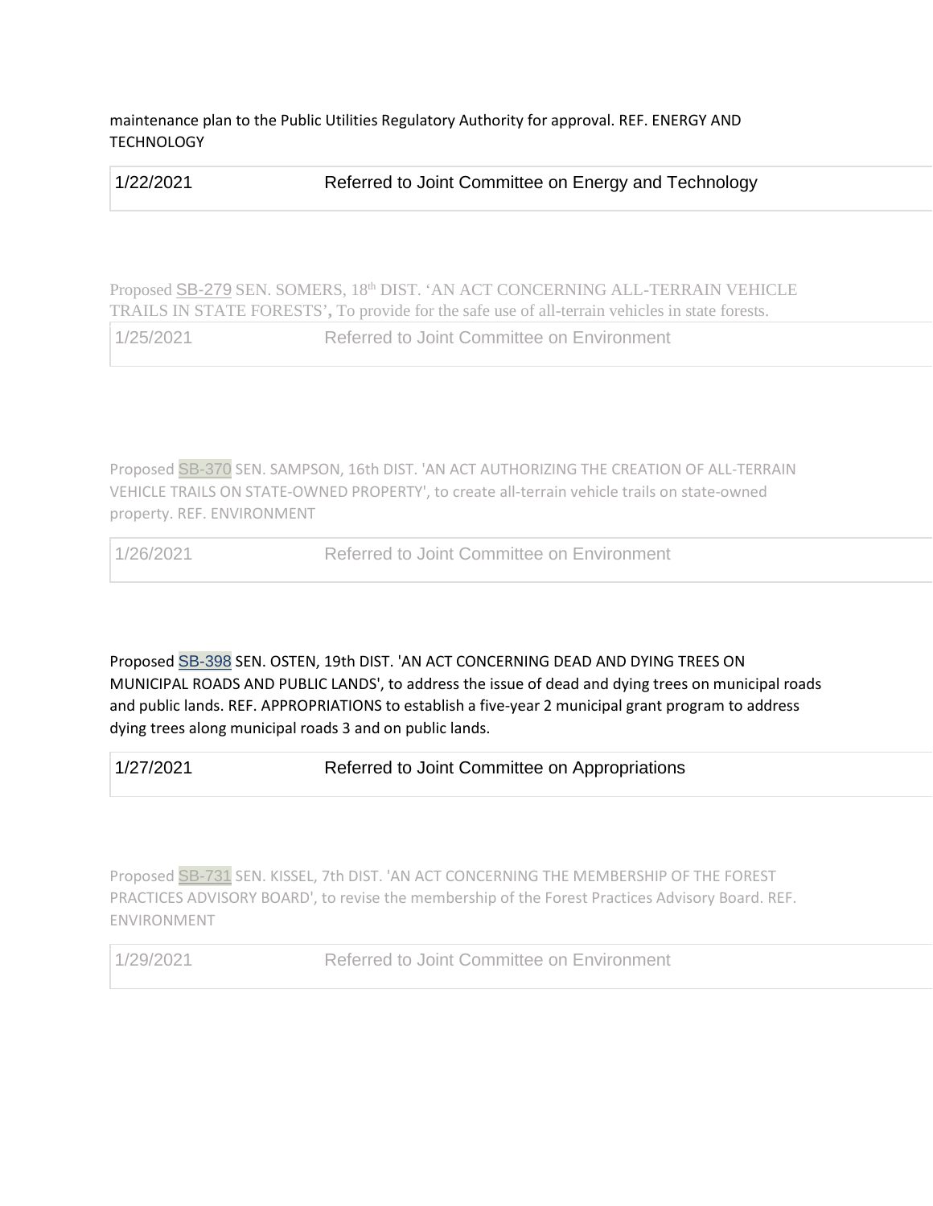maintenance plan to the Public Utilities Regulatory Authority for approval. REF. ENERGY AND TECHNOLOGY

| 1/22/2021 | Referred to Joint Committee on Energy and Technology |
|---|---|

Proposed SB-279 SEN. SOMERS, 18th DIST. 'AN ACT CONCERNING ALL-TERRAIN VEHICLE TRAILS IN STATE FORESTS', To provide for the safe use of all-terrain vehicles in state forests.

| 1/25/2021 | Referred to Joint Committee on Environment |
|---|---|

Proposed SB-370 SEN. SAMPSON, 16th DIST. 'AN ACT AUTHORIZING THE CREATION OF ALL-TERRAIN VEHICLE TRAILS ON STATE-OWNED PROPERTY', to create all-terrain vehicle trails on state-owned property. REF. ENVIRONMENT

| 1/26/2021 | Referred to Joint Committee on Environment |
|---|---|

Proposed SB-398 SEN. OSTEN, 19th DIST. 'AN ACT CONCERNING DEAD AND DYING TREES ON MUNICIPAL ROADS AND PUBLIC LANDS', to address the issue of dead and dying trees on municipal roads and public lands. REF. APPROPRIATIONS to establish a five-year 2 municipal grant program to address dying trees along municipal roads 3 and on public lands.

| 1/27/2021 | Referred to Joint Committee on Appropriations |
|---|---|

Proposed SB-731 SEN. KISSEL, 7th DIST. 'AN ACT CONCERNING THE MEMBERSHIP OF THE FOREST PRACTICES ADVISORY BOARD', to revise the membership of the Forest Practices Advisory Board. REF. ENVIRONMENT

| 1/29/2021 | Referred to Joint Committee on Environment |
|---|---|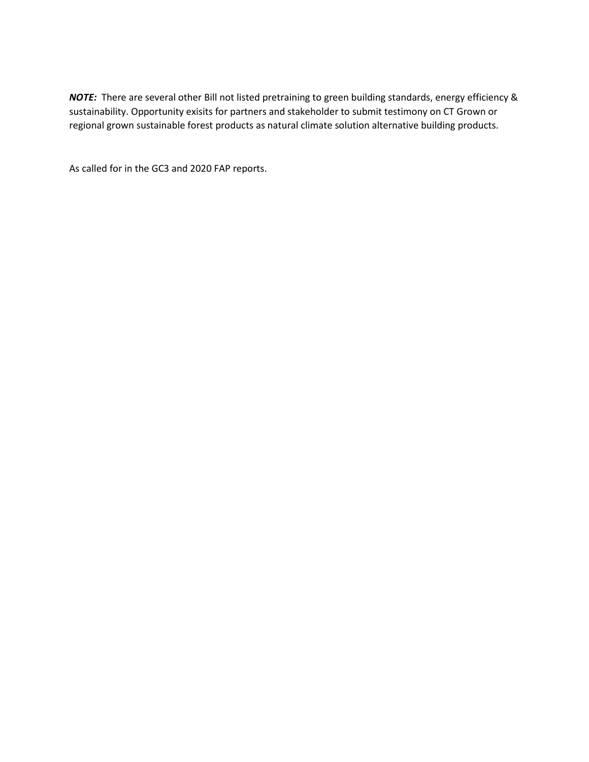***NOTE:*** There are several other Bill not listed pretraining to green building standards, energy efficiency & sustainability. Opportunity exisits for partners and stakeholder to submit testimony on CT Grown or regional grown sustainable forest products as natural climate solution alternative building products.

As called for in the GC3 and 2020 FAP reports.